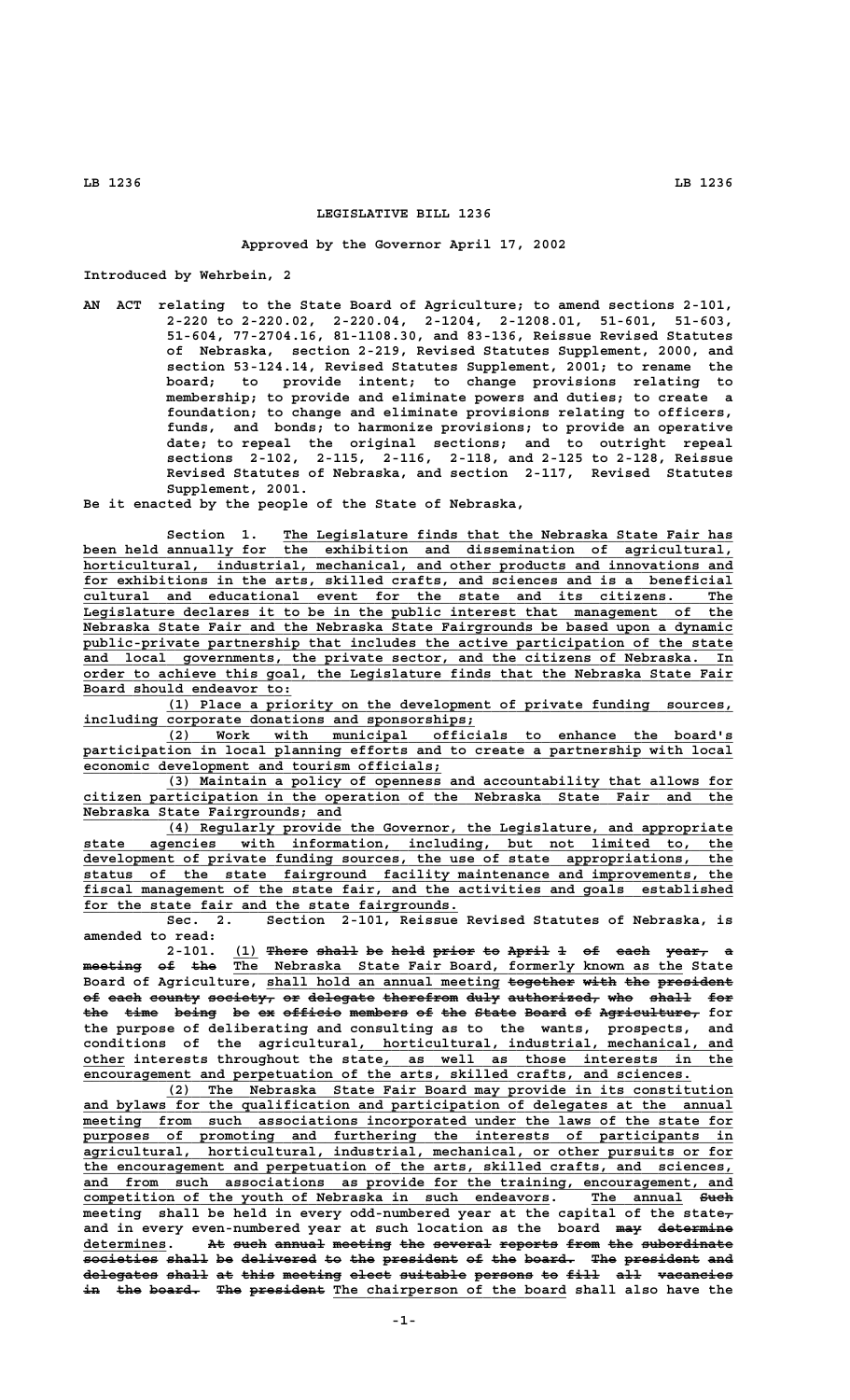# LEGISLATIVE BILL 1236

**Approved by the Governor April 17, 2002**

**Introduced by Wehrbein, 2**

AN ACT relating to the State Board of Agriculture; to amend sections 2-101, 2-220 to 2-220.02, 2-220.04, 2-1204, 2-1208.01, 51-601, 51-603, 51-604, 77-2704.16, 81-1108.30, and 83-136, Reissue Revised Statutes of Nebraska, section 2-219, Revised Statutes Supplement, 2000, and section 53-124.14, Revised Statutes Supplement, 2001; to rename the board; to provide intent; to change provisions relating to membership; to provide and eliminate powers and duties; to create a foundation; to change and eliminate provisions relating to officers, funds, and bonds; to harmonize provisions; to provide an operative date; to repeal the original sections; and to outright repeal sections 2-102, 2-115, 2-116, 2-118, and 2-125 to 2-128, Reissue Revised Statutes of Nebraska, and section 2-117, Revised Statutes Supplement, 2001.

Be it enacted by the people of the State of Nebraska,

Section 1. The Legislature finds that the Nebraska State Fair has been held annually for the exhibition and dissemination of agricultural, horticultural, industrial, mechanical, and other products and innovations and for exhibitions in the arts, skilled crafts, and sciences and is a beneficial cultural and educational event for the state and its citizens. The Legislature declares it to be in the public interest that management of the Nebraska State Fair and the Nebraska State Fairgrounds be based upon a dynamic public-private partnership that includes the active participation of the state and local governments, the private sector, and the citizens of Nebraska. In order to achieve this goal, the Legislature finds that the Nebraska State Fair Board should endeavor to:

(1) Place a priority on the development of private funding sources, including corporate donations and sponsorships;

(2) Work with municipal officials to enhance the board's participation in local planning efforts and to create a partnership with local economic development and tourism officials;

(3) Maintain a policy of openness and accountability that allows for citizen participation in the operation of the Nebraska State Fair and the Nebraska State Fairgrounds; and

(4) Regularly provide the Governor, the Legislature, and appropriate state agencies with information, including, but not limited to, the development of private funding sources, the use of state appropriations, the status of the state fairground facility maintenance and improvements, the fiscal management of the state fair, and the activities and goals established for the state fair and the state fairgrounds.

Sec. 2. Section 2-101, Reissue Revised Statutes of Nebraska, is amended to read:

2-101. (1) ~~There shall be held prior to April 1 of each year, a meeting of the~~ The Nebraska State Fair Board, formerly known as the State Board of Agriculture, shall hold an annual meeting ~~together with the president of each county society, or delegate therefrom duly authorized, who shall for the time being be ex officio members of the State Board of Agriculture,~~ for the purpose of deliberating and consulting as to the wants, prospects, and conditions of the agricultural, horticultural, industrial, mechanical, and other interests throughout the state, as well as those interests in the encouragement and perpetuation of the arts, skilled crafts, and sciences.

(2) The Nebraska State Fair Board may provide in its constitution and bylaws for the qualification and participation of delegates at the annual meeting from such associations incorporated under the laws of the state for purposes of promoting and furthering the interests of participants in agricultural, horticultural, industrial, mechanical, or other pursuits or for the encouragement and perpetuation of the arts, skilled crafts, and sciences, and from such associations as provide for the training, encouragement, and competition of the youth of Nebraska in such endeavors. The annual ~~Such~~ meeting shall be held in every odd-numbered year at the capital of the state~~,~~ and in every even-numbered year at such location as the board ~~may determine~~ determines. ~~At such annual meeting the several reports from the subordinate societies shall be delivered to the president of the board. The president and delegates shall at this meeting elect suitable persons to fill all vacancies in the board. The president~~ The chairperson of the board shall also have the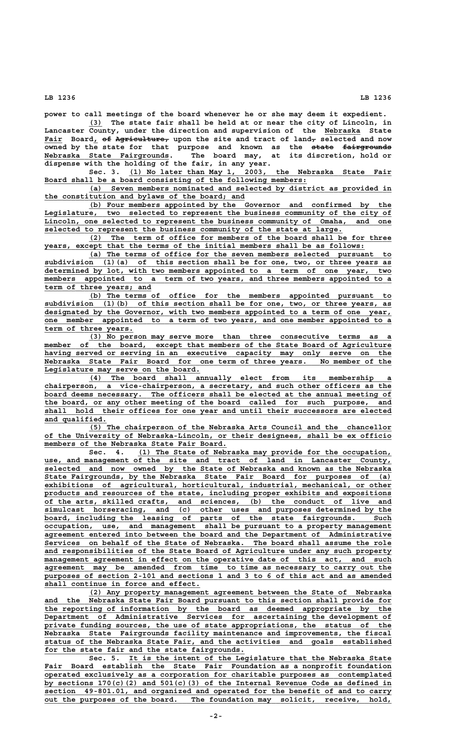power to call meetings of the board whenever he or she may deem it expedient.

(3) The state fair shall be held at or near the city of Lincoln, in Lancaster County, under the direction and supervision of the Nebraska State Fair Board, ~~of Agriculture,~~ upon the site and tract of land~~,~~ selected and now owned by the state for that purpose and known as the ~~state fairgrounds~~ Nebraska State Fairgrounds. The board may, at its discretion, hold or dispense with the holding of the fair, in any year.

Sec. 3. (1) No later than May 1, 2003, the Nebraska State Fair Board shall be a board consisting of the following members:

(a) Seven members nominated and selected by district as provided in the constitution and bylaws of the board; and

(b) Four members appointed by the Governor and confirmed by the Legislature, two selected to represent the business community of the city of Lincoln, one selected to represent the business community of Omaha, and one selected to represent the business community of the state at large.

(2) The term of office for members of the board shall be for three years, except that the terms of the initial members shall be as follows:

(a) The terms of office for the seven members selected pursuant to subdivision (1)(a) of this section shall be for one, two, or three years as determined by lot, with two members appointed to a term of one year, two members appointed to a term of two years, and three members appointed to a term of three years; and

(b) The terms of office for the members appointed pursuant to subdivision (1)(b) of this section shall be for one, two, or three years, as designated by the Governor, with two members appointed to a term of one year, one member appointed to a term of two years, and one member appointed to a term of three years.

(3) No person may serve more than three consecutive terms as a member of the board, except that members of the State Board of Agriculture having served or serving in an executive capacity may only serve on the Nebraska State Fair Board for one term of three years. No member of the Legislature may serve on the board.

(4) The board shall annually elect from its membership a chairperson, a vice-chairperson, a secretary, and such other officers as the board deems necessary. The officers shall be elected at the annual meeting of the board, or any other meeting of the board called for such purpose, and shall hold their offices for one year and until their successors are elected and qualified.

(5) The chairperson of the Nebraska Arts Council and the chancellor of the University of Nebraska-Lincoln, or their designees, shall be ex officio members of the Nebraska State Fair Board.

Sec. 4. (1) The State of Nebraska may provide for the occupation, use, and management of the site and tract of land in Lancaster County, selected and now owned by the State of Nebraska and known as the Nebraska State Fairgrounds, by the Nebraska State Fair Board for purposes of (a) exhibitions of agricultural, horticultural, industrial, mechanical, or other products and resources of the state, including proper exhibits and expositions of the arts, skilled crafts, and sciences, (b) the conduct of live and simulcast horseracing, and (c) other uses and purposes determined by the board, including the leasing of parts of the state fairgrounds. Such occupation, use, and management shall be pursuant to a property management agreement entered into between the board and the Department of Administrative Services on behalf of the State of Nebraska. The board shall assume the role and responsibilities of the State Board of Agriculture under any such property management agreement in effect on the operative date of this act, and such agreement may be amended from time to time as necessary to carry out the purposes of section 2-101 and sections 1 and 3 to 6 of this act and as amended shall continue in force and effect.

(2) Any property management agreement between the State of Nebraska and the Nebraska State Fair Board pursuant to this section shall provide for the reporting of information by the board as deemed appropriate by the Department of Administrative Services for ascertaining the development of private funding sources, the use of state appropriations, the status of the Nebraska State Fairgrounds facility maintenance and improvements, the fiscal status of the Nebraska State Fair, and the activities and goals established for the state fair and the state fairgrounds.

Sec. 5. It is the intent of the Legislature that the Nebraska State Fair Board establish the State Fair Foundation as a nonprofit foundation operated exclusively as a corporation for charitable purposes as contemplated by sections 170(c)(2) and 501(c)(3) of the Internal Revenue Code as defined in section 49-801.01, and organized and operated for the benefit of and to carry out the purposes of the board. The foundation may solicit, receive, hold,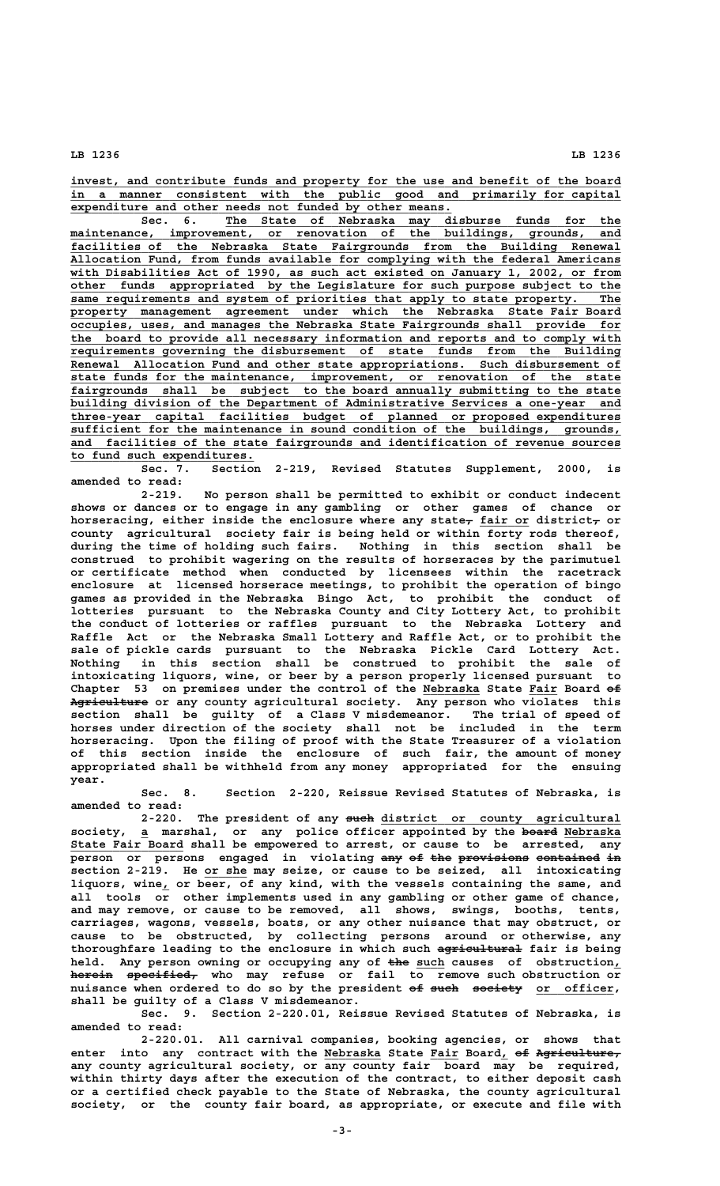invest, and contribute funds and property for the use and benefit of the board in a manner consistent with the public good and primarily for capital expenditure and other needs not funded by other means.

Sec. 6. The State of Nebraska may disburse funds for the maintenance, improvement, or renovation of the buildings, grounds, and facilities of the Nebraska State Fairgrounds from the Building Renewal Allocation Fund, from funds available for complying with the federal Americans with Disabilities Act of 1990, as such act existed on January 1, 2002, or from other funds appropriated by the Legislature for such purpose subject to the same requirements and system of priorities that apply to state property. The property management agreement under which the Nebraska State Fair Board occupies, uses, and manages the Nebraska State Fairgrounds shall provide for the board to provide all necessary information and reports and to comply with requirements governing the disbursement of state funds from the Building Renewal Allocation Fund and other state appropriations. Such disbursement of state funds for the maintenance, improvement, or renovation of the state fairgrounds shall be subject to the board annually submitting to the state building division of the Department of Administrative Services a one-year and three-year capital facilities budget of planned or proposed expenditures sufficient for the maintenance in sound condition of the buildings, grounds, and facilities of the state fairgrounds and identification of revenue sources to fund such expenditures.

Sec. 7. Section 2-219, Revised Statutes Supplement, 2000, is amended to read:

2-219. No person shall be permitted to exhibit or conduct indecent shows or dances or to engage in any gambling or other games of chance or horseracing, either inside the enclosure where any state, fair or district, or county agricultural society fair is being held or within forty rods thereof, during the time of holding such fairs. Nothing in this section shall be construed to prohibit wagering on the results of horseraces by the parimutuel or certificate method when conducted by licensees within the racetrack enclosure at licensed horserace meetings, to prohibit the operation of bingo games as provided in the Nebraska Bingo Act, to prohibit the conduct of lotteries pursuant to the Nebraska County and City Lottery Act, to prohibit the conduct of lotteries or raffles pursuant to the Nebraska Lottery and Raffle Act or the Nebraska Small Lottery and Raffle Act, or to prohibit the sale of pickle cards pursuant to the Nebraska Pickle Card Lottery Act. Nothing in this section shall be construed to prohibit the sale of intoxicating liquors, wine, or beer by a person properly licensed pursuant to Chapter 53 on premises under the control of the Nebraska State Fair Board of Agriculture or any county agricultural society. Any person who violates this section shall be guilty of a Class V misdemeanor. The trial of speed of horses under direction of the society shall not be included in the term horseracing. Upon the filing of proof with the State Treasurer of a violation of this section inside the enclosure of such fair, the amount of money appropriated shall be withheld from any money appropriated for the ensuing year.

Sec. 8. Section 2-220, Reissue Revised Statutes of Nebraska, is amended to read:

2-220. The president of any such district or county agricultural society, a marshal, or any police officer appointed by the board Nebraska State Fair Board shall be empowered to arrest, or cause to be arrested, any person or persons engaged in violating any of the provisions contained in section 2-219. He or she may seize, or cause to be seized, all intoxicating liquors, wine, or beer, of any kind, with the vessels containing the same, and all tools or other implements used in any gambling or other game of chance, and may remove, or cause to be removed, all shows, swings, booths, tents, carriages, wagons, vessels, boats, or any other nuisance that may obstruct, or cause to be obstructed, by collecting persons around or otherwise, any thoroughfare leading to the enclosure in which such agricultural fair is being held. Any person owning or occupying any of the such causes of obstruction, herein specified, who may refuse or fail to remove such obstruction or nuisance when ordered to do so by the president of such society or officer, shall be guilty of a Class V misdemeanor.

Sec. 9. Section 2-220.01, Reissue Revised Statutes of Nebraska, is amended to read:

2-220.01. All carnival companies, booking agencies, or shows that enter into any contract with the Nebraska State Fair Board, of Agriculture, any county agricultural society, or any county fair board may be required, within thirty days after the execution of the contract, to either deposit cash or a certified check payable to the State of Nebraska, the county agricultural society, or the county fair board, as appropriate, or execute and file with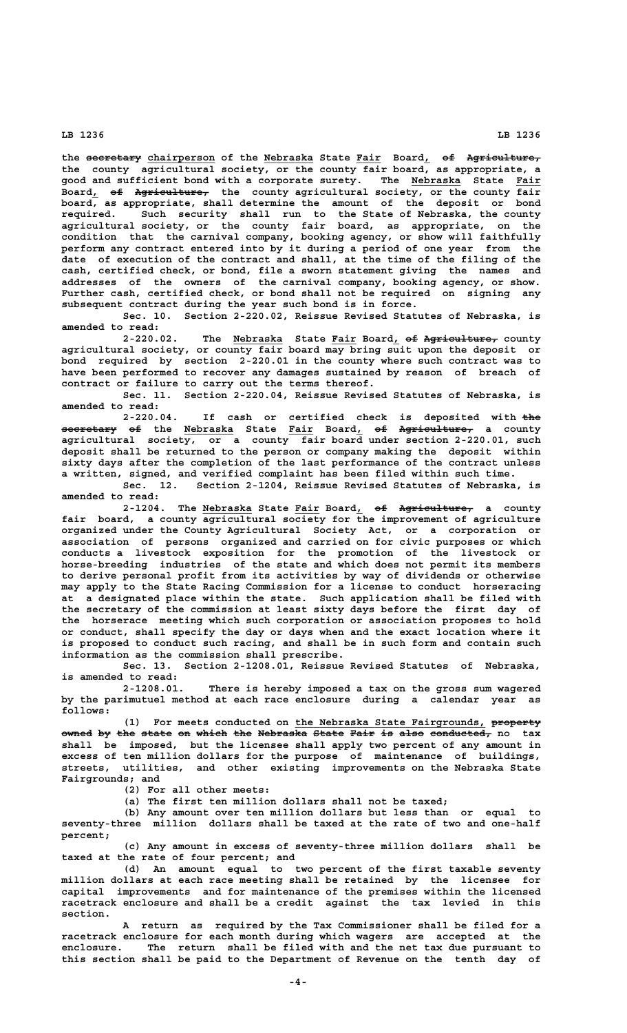the ~~secretary~~ chairperson of the Nebraska State Fair Board, ~~of Agriculture,~~ the county agricultural society, or the county fair board, as appropriate, a good and sufficient bond with a corporate surety. The Nebraska State Fair Board, ~~of Agriculture,~~ the county agricultural society, or the county fair board, as appropriate, shall determine the amount of the deposit or bond required. Such security shall run to the State of Nebraska, the county agricultural society, or the county fair board, as appropriate, on the condition that the carnival company, booking agency, or show will faithfully perform any contract entered into by it during a period of one year from the date of execution of the contract and shall, at the time of the filing of the cash, certified check, or bond, file a sworn statement giving the names and addresses of the owners of the carnival company, booking agency, or show. Further cash, certified check, or bond shall not be required on signing any subsequent contract during the year such bond is in force.

Sec. 10. Section 2-220.02, Reissue Revised Statutes of Nebraska, is amended to read:

2-220.02. The Nebraska State Fair Board, ~~of Agriculture,~~ county agricultural society, or county fair board may bring suit upon the deposit or bond required by section 2-220.01 in the county where such contract was to have been performed to recover any damages sustained by reason of breach of contract or failure to carry out the terms thereof.

Sec. 11. Section 2-220.04, Reissue Revised Statutes of Nebraska, is amended to read:

2-220.04. If cash or certified check is deposited with ~~the secretary of~~ the Nebraska State Fair Board, ~~of Agriculture,~~ a county agricultural society, or a county fair board under section 2-220.01, such deposit shall be returned to the person or company making the deposit within sixty days after the completion of the last performance of the contract unless a written, signed, and verified complaint has been filed within such time.

Sec. 12. Section 2-1204, Reissue Revised Statutes of Nebraska, is amended to read:

2-1204. The Nebraska State Fair Board, ~~of Agriculture,~~ a county fair board, a county agricultural society for the improvement of agriculture organized under the County Agricultural Society Act, or a corporation or association of persons organized and carried on for civic purposes or which conducts a livestock exposition for the promotion of the livestock or horse-breeding industries of the state and which does not permit its members to derive personal profit from its activities by way of dividends or otherwise may apply to the State Racing Commission for a license to conduct horseracing at a designated place within the state. Such application shall be filed with the secretary of the commission at least sixty days before the first day of the horserace meeting which such corporation or association proposes to hold or conduct, shall specify the day or days when and the exact location where it is proposed to conduct such racing, and shall be in such form and contain such information as the commission shall prescribe.

Sec. 13. Section 2-1208.01, Reissue Revised Statutes of Nebraska, is amended to read:

2-1208.01. There is hereby imposed a tax on the gross sum wagered by the parimutuel method at each race enclosure during a calendar year as follows:

(1) For meets conducted on the Nebraska State Fairgrounds, ~~property owned by the state on which the Nebraska State Fair is also conducted,~~ no tax shall be imposed, but the licensee shall apply two percent of any amount in excess of ten million dollars for the purpose of maintenance of buildings, streets, utilities, and other existing improvements on the Nebraska State Fairgrounds; and

(2) For all other meets:

(a) The first ten million dollars shall not be taxed;

(b) Any amount over ten million dollars but less than or equal to seventy-three million dollars shall be taxed at the rate of two and one-half percent;

(c) Any amount in excess of seventy-three million dollars shall be taxed at the rate of four percent; and

(d) An amount equal to two percent of the first taxable seventy million dollars at each race meeting shall be retained by the licensee for capital improvements and for maintenance of the premises within the licensed racetrack enclosure and shall be a credit against the tax levied in this section.

A return as required by the Tax Commissioner shall be filed for a racetrack enclosure for each month during which wagers are accepted at the enclosure. The return shall be filed with and the net tax due pursuant to this section shall be paid to the Department of Revenue on the tenth day of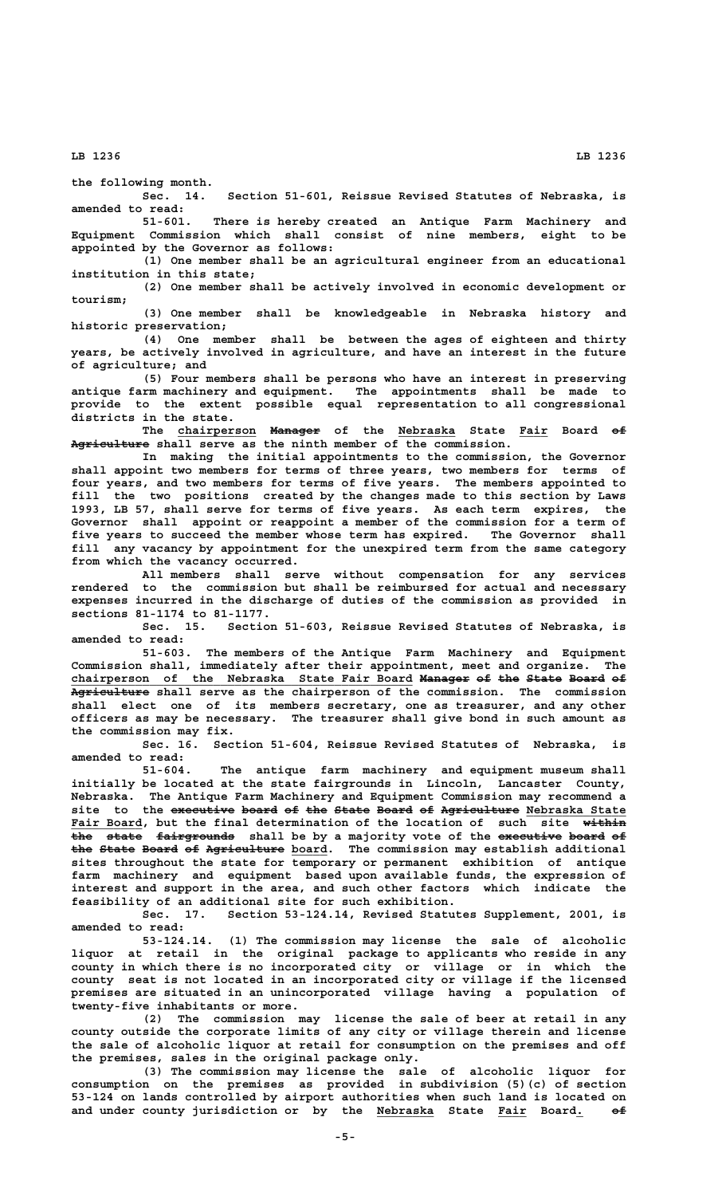the following month.

Sec. 14. Section 51-601, Reissue Revised Statutes of Nebraska, is amended to read:

51-601. There is hereby created an Antique Farm Machinery and Equipment Commission which shall consist of nine members, eight to be appointed by the Governor as follows:

(1) One member shall be an agricultural engineer from an educational institution in this state;

(2) One member shall be actively involved in economic development or tourism;

(3) One member shall be knowledgeable in Nebraska history and historic preservation;

(4) One member shall be between the ages of eighteen and thirty years, be actively involved in agriculture, and have an interest in the future of agriculture; and

(5) Four members shall be persons who have an interest in preserving antique farm machinery and equipment. The appointments shall be made to provide to the extent possible equal representation to all congressional districts in the state.

The chairperson ~~Manager~~ of the Nebraska State Fair Board ~~of Agriculture~~ shall serve as the ninth member of the commission.

In making the initial appointments to the commission, the Governor shall appoint two members for terms of three years, two members for terms of four years, and two members for terms of five years. The members appointed to fill the two positions created by the changes made to this section by Laws 1993, LB 57, shall serve for terms of five years. As each term expires, the Governor shall appoint or reappoint a member of the commission for a term of five years to succeed the member whose term has expired. The Governor shall fill any vacancy by appointment for the unexpired term from the same category from which the vacancy occurred.

All members shall serve without compensation for any services rendered to the commission but shall be reimbursed for actual and necessary expenses incurred in the discharge of duties of the commission as provided in sections 81-1174 to 81-1177.

Sec. 15. Section 51-603, Reissue Revised Statutes of Nebraska, is amended to read:

51-603. The members of the Antique Farm Machinery and Equipment Commission shall, immediately after their appointment, meet and organize. The chairperson of the Nebraska State Fair Board ~~Manager of the State Board of Agriculture~~ shall serve as the chairperson of the commission. The commission shall elect one of its members secretary, one as treasurer, and any other officers as may be necessary. The treasurer shall give bond in such amount as the commission may fix.

Sec. 16. Section 51-604, Reissue Revised Statutes of Nebraska, is amended to read:

51-604. The antique farm machinery and equipment museum shall initially be located at the state fairgrounds in Lincoln, Lancaster County, Nebraska. The Antique Farm Machinery and Equipment Commission may recommend a site to the ~~executive board of the State Board of Agriculture~~ Nebraska State Fair Board, but the final determination of the location of such site ~~within the state fairgrounds~~ shall be by a majority vote of the ~~executive board of the State Board of Agriculture~~ board. The commission may establish additional sites throughout the state for temporary or permanent exhibition of antique farm machinery and equipment based upon available funds, the expression of interest and support in the area, and such other factors which indicate the feasibility of an additional site for such exhibition.

Sec. 17. Section 53-124.14, Revised Statutes Supplement, 2001, is amended to read:

53-124.14. (1) The commission may license the sale of alcoholic liquor at retail in the original package to applicants who reside in any county in which there is no incorporated city or village or in which the county seat is not located in an incorporated city or village if the licensed premises are situated in an unincorporated village having a population of twenty-five inhabitants or more.

(2) The commission may license the sale of beer at retail in any county outside the corporate limits of any city or village therein and license the sale of alcoholic liquor at retail for consumption on the premises and off the premises, sales in the original package only.

(3) The commission may license the sale of alcoholic liquor for consumption on the premises as provided in subdivision (5)(c) of section 53-124 on lands controlled by airport authorities when such land is located on and under county jurisdiction or by the Nebraska State Fair Board. ~~of~~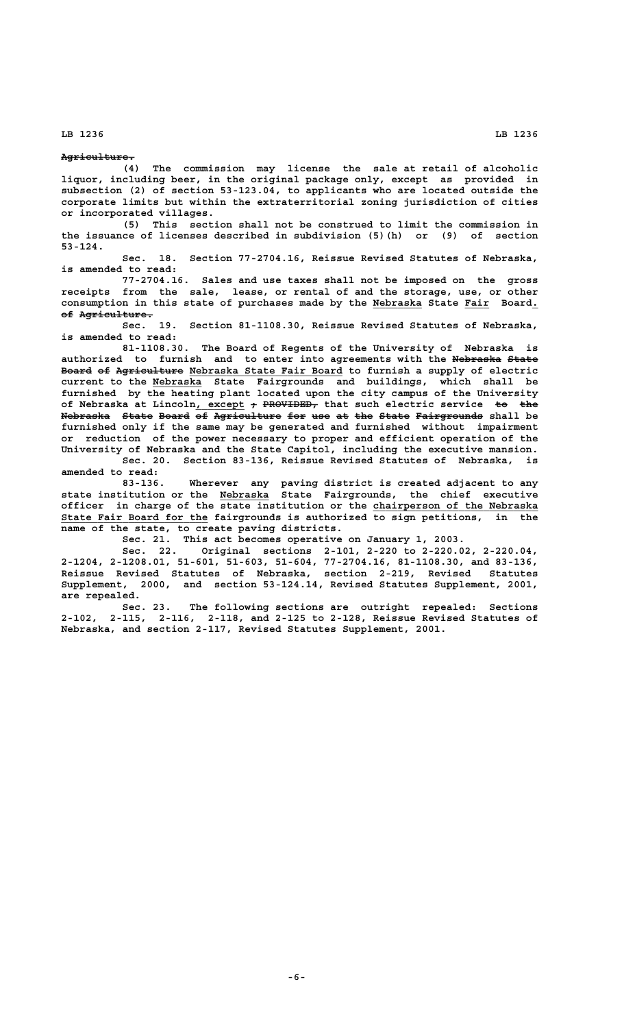~~Agriculture.~~

(4) The commission may license the sale at retail of alcoholic liquor, including beer, in the original package only, except as provided in subsection (2) of section 53-123.04, to applicants who are located outside the corporate limits but within the extraterritorial zoning jurisdiction of cities or incorporated villages.

(5) This section shall not be construed to limit the commission in the issuance of licenses described in subdivision (5)(h) or (9) of section 53-124.

Sec. 18. Section 77-2704.16, Reissue Revised Statutes of Nebraska, is amended to read:

77-2704.16. Sales and use taxes shall not be imposed on the gross receipts from the sale, lease, or rental of and the storage, use, or other consumption in this state of purchases made by the Nebraska State Fair Board. ~~of Agriculture.~~

Sec. 19. Section 81-1108.30, Reissue Revised Statutes of Nebraska, is amended to read:

81-1108.30. The Board of Regents of the University of Nebraska is authorized to furnish and to enter into agreements with the ~~Nebraska State Board of Agriculture~~ Nebraska State Fair Board to furnish a supply of electric current to the Nebraska State Fairgrounds and buildings, which shall be furnished by the heating plant located upon the city campus of the University of Nebraska at Lincoln, except ~~; PROVIDED,~~ that such electric service ~~to the Nebraska State Board of Agriculture for use at the State Fairgrounds~~ shall be furnished only if the same may be generated and furnished without impairment or reduction of the power necessary to proper and efficient operation of the University of Nebraska and the State Capitol, including the executive mansion.

Sec. 20. Section 83-136, Reissue Revised Statutes of Nebraska, is amended to read:

83-136. Wherever any paving district is created adjacent to any state institution or the Nebraska State Fairgrounds, the chief executive officer in charge of the state institution or the chairperson of the Nebraska State Fair Board for the fairgrounds is authorized to sign petitions, in the name of the state, to create paving districts.

Sec. 21. This act becomes operative on January 1, 2003.

Sec. 22. Original sections 2-101, 2-220 to 2-220.02, 2-220.04, 2-1204, 2-1208.01, 51-601, 51-603, 51-604, 77-2704.16, 81-1108.30, and 83-136, Reissue Revised Statutes of Nebraska, section 2-219, Revised Statutes Supplement, 2000, and section 53-124.14, Revised Statutes Supplement, 2001, are repealed.

Sec. 23. The following sections are outright repealed: Sections 2-102, 2-115, 2-116, 2-118, and 2-125 to 2-128, Reissue Revised Statutes of Nebraska, and section 2-117, Revised Statutes Supplement, 2001.